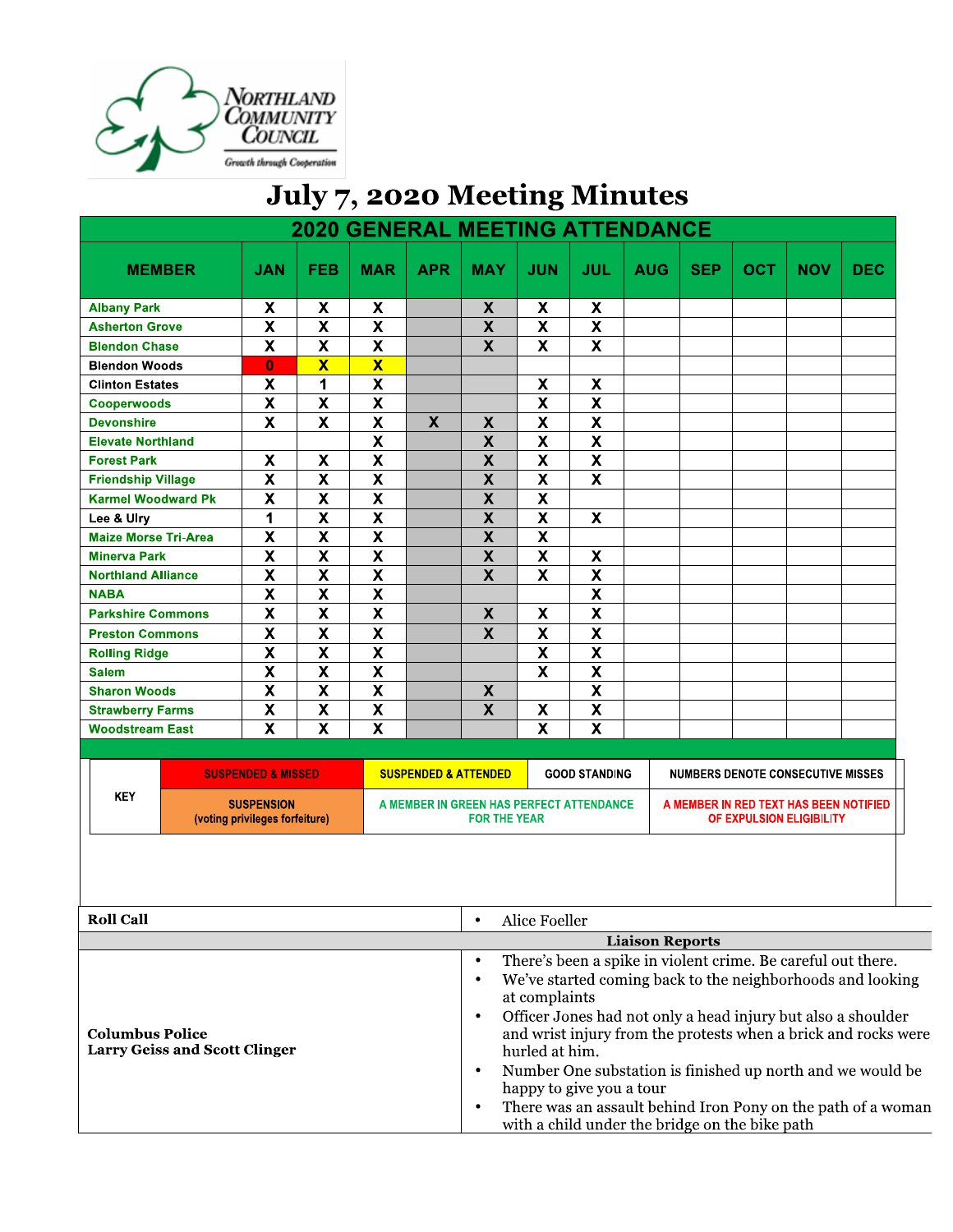Northland Community Council
*Growth through Cooperation*

# July 7, 2020 Meeting Minutes

| 2020 GENERAL MEETING ATTENDANCE | | | | | | | | | | | | |
|---|---|---|---|---|---|---|---|---|---|---|---|---|
| MEMBER | JAN | FEB | MAR | APR | MAY | JUN | JUL | AUG | SEP | OCT | NOV | DEC |
| Albany Park | X | X | X | | X | X | X | | | | | |
| Asherton Grove | X | X | X | | X | X | X | | | | | |
| Blendon Chase | X | X | X | | X | X | X | | | | | |
| Blendon Woods | 0 | X | X | | | | | | | | | |
| Clinton Estates | X | 1 | X | | | X | X | | | | | |
| Cooperwoods | X | X | X | | | X | X | | | | | |
| Devonshire | X | X | X | X | X | X | X | | | | | |
| Elevate Northland | | | X | | X | X | X | | | | | |
| Forest Park | X | X | X | | X | X | X | | | | | |
| Friendship Village | X | X | X | | X | X | X | | | | | |
| Karmel Woodward Pk | X | X | X | | X | X | | | | | | |
| Lee & Ulry | 1 | X | X | | X | X | X | | | | | |
| Maize Morse Tri-Area | X | X | X | | X | X | | | | | | |
| Minerva Park | X | X | X | | X | X | X | | | | | |
| Northland Alliance | X | X | X | | X | X | X | | | | | |
| NABA | X | X | X | | | | X | | | | | |
| Parkshire Commons | X | X | X | | X | X | X | | | | | |
| Preston Commons | X | X | X | | X | X | X | | | | | |
| Rolling Ridge | X | X | X | | | X | X | | | | | |
| Salem | X | X | X | | | X | X | | | | | |
| Sharon Woods | X | X | X | | X | | X | | | | | |
| Strawberry Farms | X | X | X | | X | X | X | | | | | |
| Woodstream East | X | X | X | | | X | X | | | | | |

| KEY | | | | |
|---|---|---|---|---|
| KEY | SUSPENDED & MISSED | SUSPENDED & ATTENDED | GOOD STANDING | NUMBERS DENOTE CONSECUTIVE MISSES |
| | SUSPENSION (voting privileges forfeiture) | A MEMBER IN GREEN HAS PERFECT ATTENDANCE FOR THE YEAR | | A MEMBER IN RED TEXT HAS BEEN NOTIFIED OF EXPULSION ELIGIBILITY |

| | |
|---|---|
| **Roll Call** | • Alice Foeller |
| | **Liaison Reports** |
| **Columbus Police**<br>**Larry Geiss and Scott Clinger** | • There's been a spike in violent crime. Be careful out there.<br>• We've started coming back to the neighborhoods and looking at complaints<br>• Officer Jones had not only a head injury but also a shoulder and wrist injury from the protests when a brick and rocks were hurled at him.<br>• Number One substation is finished up north and we would be happy to give you a tour<br>• There was an assault behind Iron Pony on the path of a woman with a child under the bridge on the bike path |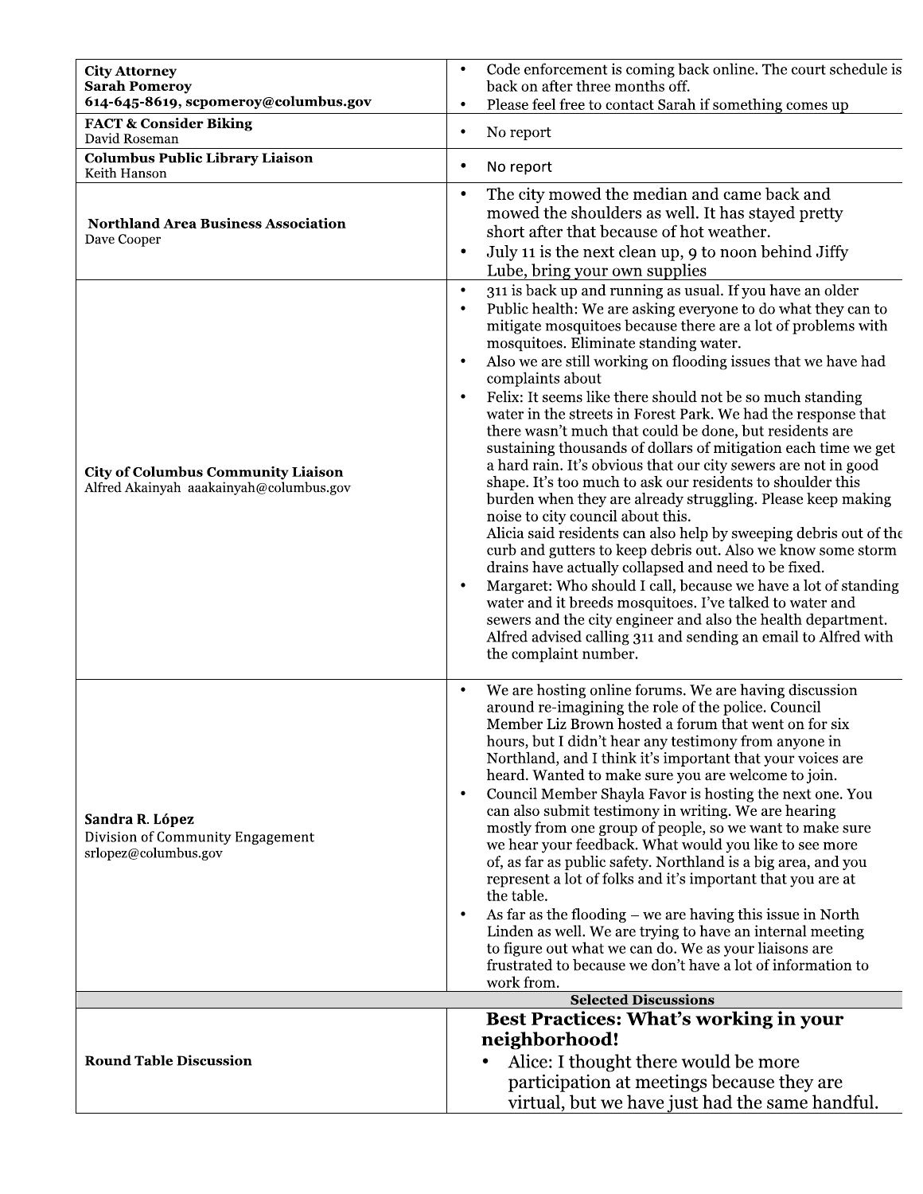| | |
|---|---|
| **City Attorney**<br>**Sarah Pomeroy**<br>**614-645-8619, scpomeroy@columbus.gov** | • Code enforcement is coming back online. The court schedule is back on after three months off.<br>• Please feel free to contact Sarah if something comes up |
| **FACT & Consider Biking**<br>David Roseman | • No report |
| **Columbus Public Library Liaison**<br>Keith Hanson | • No report |
| **Northland Area Business Association**<br>Dave Cooper | • The city mowed the median and came back and mowed the shoulders as well. It has stayed pretty short after that because of hot weather.<br>• July 11 is the next clean up, 9 to noon behind Jiffy Lube, bring your own supplies |
| **City of Columbus Community Liaison**<br>Alfred Akainyah aaakainyah@columbus.gov | • 311 is back up and running as usual. If you have an older<br>• Public health: We are asking everyone to do what they can to mitigate mosquitoes because there are a lot of problems with mosquitoes. Eliminate standing water.<br>• Also we are still working on flooding issues that we have had complaints about<br>• Felix: It seems like there should not be so much standing water in the streets in Forest Park. We had the response that there wasn't much that could be done, but residents are sustaining thousands of dollars of mitigation each time we get a hard rain. It's obvious that our city sewers are not in good shape. It's too much to ask our residents to shoulder this burden when they are already struggling. Please keep making noise to city council about this.<br>Alicia said residents can also help by sweeping debris out of the curb and gutters to keep debris out. Also we know some storm drains have actually collapsed and need to be fixed.<br>• Margaret: Who should I call, because we have a lot of standing water and it breeds mosquitoes. I've talked to water and sewers and the city engineer and also the health department. Alfred advised calling 311 and sending an email to Alfred with the complaint number. |
| **Sandra R. López**<br>Division of Community Engagement<br>srlopez@columbus.gov | • We are hosting online forums. We are having discussion around re-imagining the role of the police. Council Member Liz Brown hosted a forum that went on for six hours, but I didn't hear any testimony from anyone in Northland, and I think it's important that your voices are heard. Wanted to make sure you are welcome to join.<br>• Council Member Shayla Favor is hosting the next one. You can also submit testimony in writing. We are hearing mostly from one group of people, so we want to make sure we hear your feedback. What would you like to see more of, as far as public safety. Northland is a big area, and you represent a lot of folks and it's important that you are at the table.<br>• As far as the flooding – we are having this issue in North Linden as well. We are trying to have an internal meeting to figure out what we can do. We as your liaisons are frustrated to because we don't have a lot of information to work from. |
| **Selected Discussions** | |
| **Round Table Discussion** | **Best Practices: What's working in your neighborhood!**<br>• Alice: I thought there would be more participation at meetings because they are virtual, but we have just had the same handful. |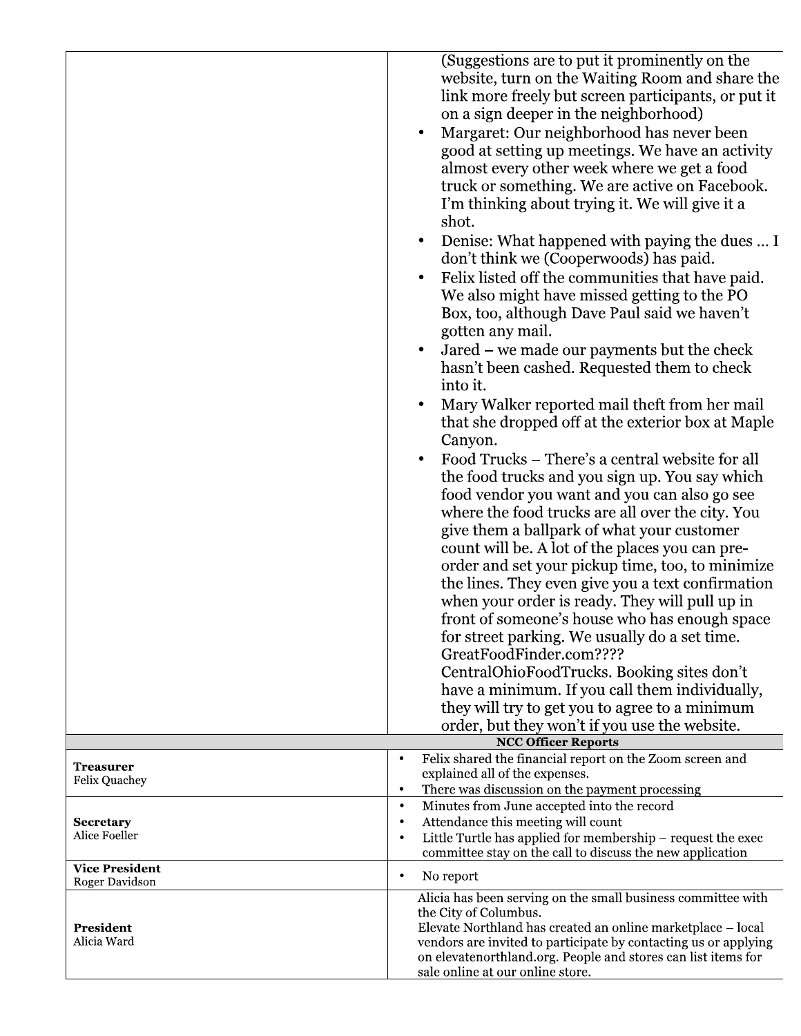| | |
|---|---|
| | (Suggestions are to put it prominently on the website, turn on the Waiting Room and share the link more freely but screen participants, or put it on a sign deeper in the neighborhood)<br>• Margaret: Our neighborhood has never been good at setting up meetings. We have an activity almost every other week where we get a food truck or something. We are active on Facebook. I'm thinking about trying it. We will give it a shot.<br>• Denise: What happened with paying the dues … I don't think we (Cooperwoods) has paid.<br>• Felix listed off the communities that have paid. We also might have missed getting to the PO Box, too, although Dave Paul said we haven't gotten any mail.<br>• Jared – we made our payments but the check hasn't been cashed. Requested them to check into it.<br>• Mary Walker reported mail theft from her mail that she dropped off at the exterior box at Maple Canyon.<br>• Food Trucks – There's a central website for all the food trucks and you sign up. You say which food vendor you want and you can also go see where the food trucks are all over the city. You give them a ballpark of what your customer count will be. A lot of the places you can pre-order and set your pickup time, too, to minimize the lines. They even give you a text confirmation when your order is ready. They will pull up in front of someone's house who has enough space for street parking. We usually do a set time. GreatFoodFinder.com???? CentralOhioFoodTrucks. Booking sites don't have a minimum. If you call them individually, they will try to get you to agree to a minimum order, but they won't if you use the website. |
| **NCC Officer Reports** | |
| **Treasurer**<br>Felix Quachey | • Felix shared the financial report on the Zoom screen and explained all of the expenses.<br>• There was discussion on the payment processing |
| **Secretary**<br>Alice Foeller | • Minutes from June accepted into the record<br>• Attendance this meeting will count<br>• Little Turtle has applied for membership – request the exec committee stay on the call to discuss the new application |
| **Vice President**<br>Roger Davidson | • No report |
| **President**<br>Alicia Ward | Alicia has been serving on the small business committee with the City of Columbus.<br>Elevate Northland has created an online marketplace – local vendors are invited to participate by contacting us or applying on elevatenorthland.org. People and stores can list items for sale online at our online store. |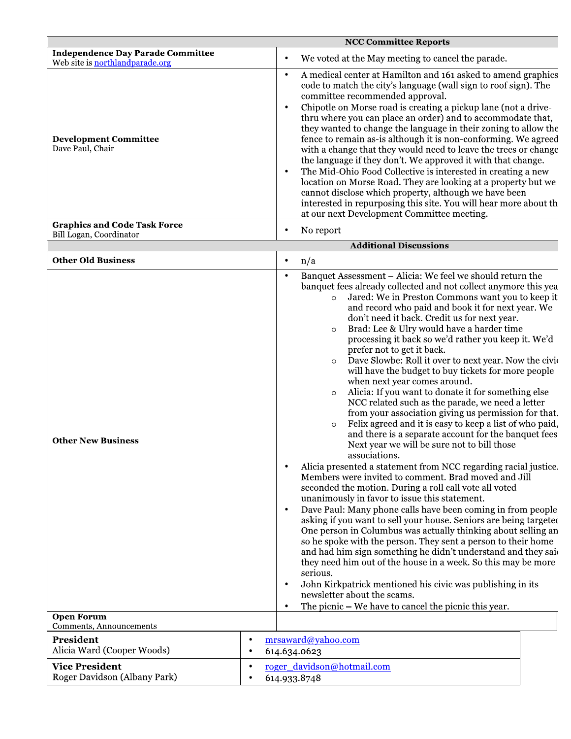| NCC Committee Reports | |
|---|---|
| **Independence Day Parade Committee**<br>Web site is [northlandparade.org](northlandparade.org) | • We voted at the May meeting to cancel the parade. |
| **Development Committee**<br>Dave Paul, Chair | • A medical center at Hamilton and 161 asked to amend graphics code to match the city's language (wall sign to roof sign). The committee recommended approval.<br>• Chipotle on Morse road is creating a pickup lane (not a drive-thru where you can place an order) and to accommodate that, they wanted to change the language in their zoning to allow the fence to remain as-is although it is non-conforming. We agreed with a change that they would need to leave the trees or change the language if they don't. We approved it with that change.<br>• The Mid-Ohio Food Collective is interested in creating a new location on Morse Road. They are looking at a property but we cannot disclose which property, although we have been interested in repurposing this site. You will hear more about th at our next Development Committee meeting. |
| **Graphics and Code Task Force**<br>Bill Logan, Coordinator | • No report |
| **Additional Discussions** | |
| **Other Old Business** | • n/a |
| **Other New Business** | • Banquet Assessment – Alicia: We feel we should return the banquet fees already collected and not collect anymore this yea<br>  ○ Jared: We in Preston Commons want you to keep it and record who paid and book it for next year. We don't need it back. Credit us for next year.<br>  ○ Brad: Lee & Ulry would have a harder time processing it back so we'd rather you keep it. We'd prefer not to get it back.<br>  ○ Dave Slowbe: Roll it over to next year. Now the civic will have the budget to buy tickets for more people when next year comes around.<br>  ○ Alicia: If you want to donate it for something else NCC related such as the parade, we need a letter from your association giving us permission for that.<br>  ○ Felix agreed and it is easy to keep a list of who paid, and there is a separate account for the banquet fees Next year we will be sure not to bill those associations.<br>• Alicia presented a statement from NCC regarding racial justice. Members were invited to comment. Brad moved and Jill seconded the motion. During a roll call vote all voted unanimously in favor to issue this statement.<br>• Dave Paul: Many phone calls have been coming in from people asking if you want to sell your house. Seniors are being targetec One person in Columbus was actually thinking about selling an so he spoke with the person. They sent a person to their home and had him sign something he didn't understand and they saic they need him out of the house in a week. So this may be more serious.<br>• John Kirkpatrick mentioned his civic was publishing in its newsletter about the scams.<br>• The picnic – We have to cancel the picnic this year. |
| **Open Forum**<br>Comments, Announcements | |

| | |
|---|---|
| **President**<br>Alicia Ward (Cooper Woods) | • [mrsaward@yahoo.com](mailto:mrsaward@yahoo.com)<br>• 614.634.0623 |
| **Vice President**<br>Roger Davidson (Albany Park) | • [roger_davidson@hotmail.com](mailto:roger_davidson@hotmail.com)<br>• 614.933.8748 |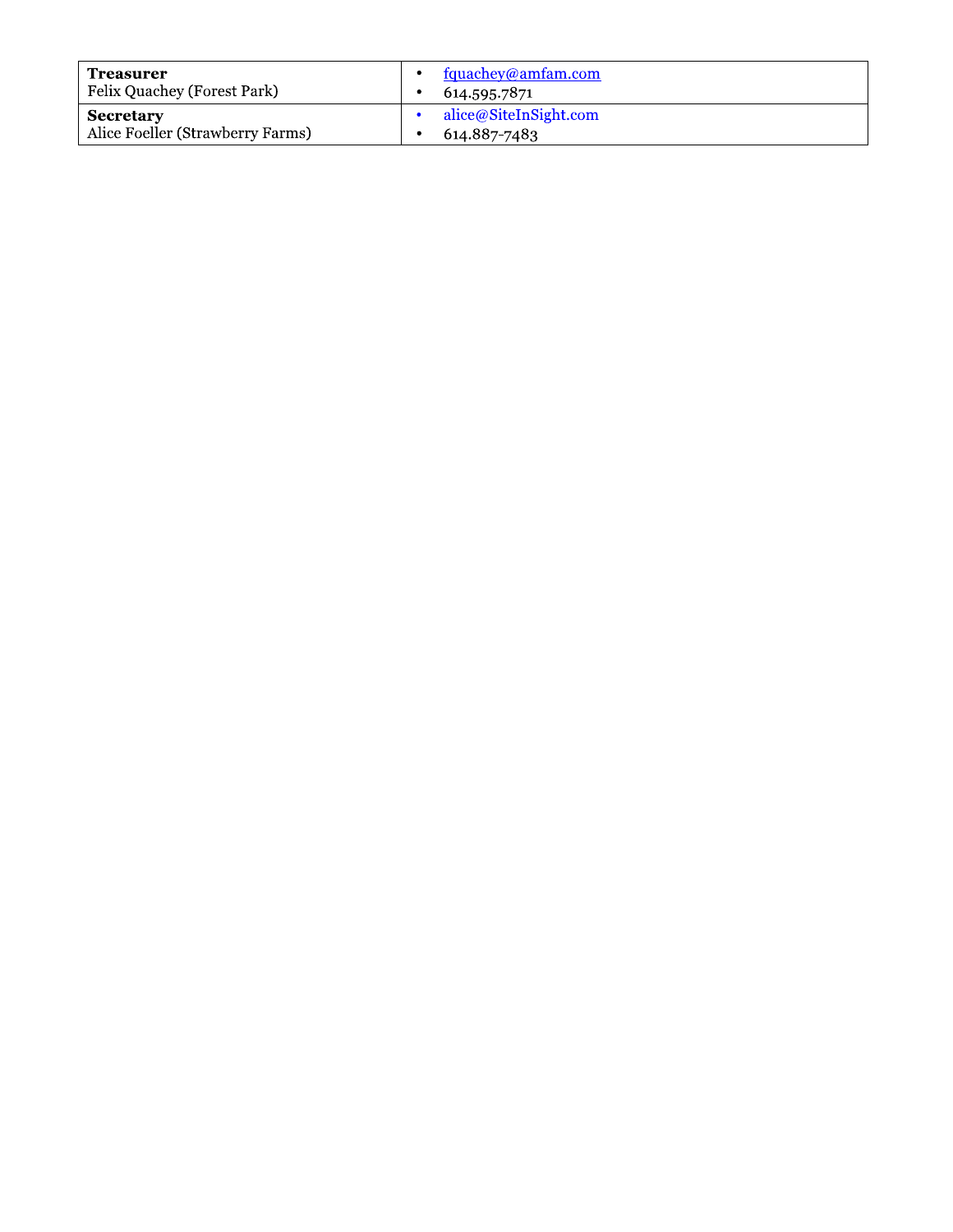| | |
|---|---|
| **Treasurer**<br>Felix Quachey (Forest Park) | • fquachey@amfam.com<br>• 614.595.7871 |
| **Secretary**<br>Alice Foeller (Strawberry Farms) | • alice@SiteInSight.com<br>• 614.887-7483 |